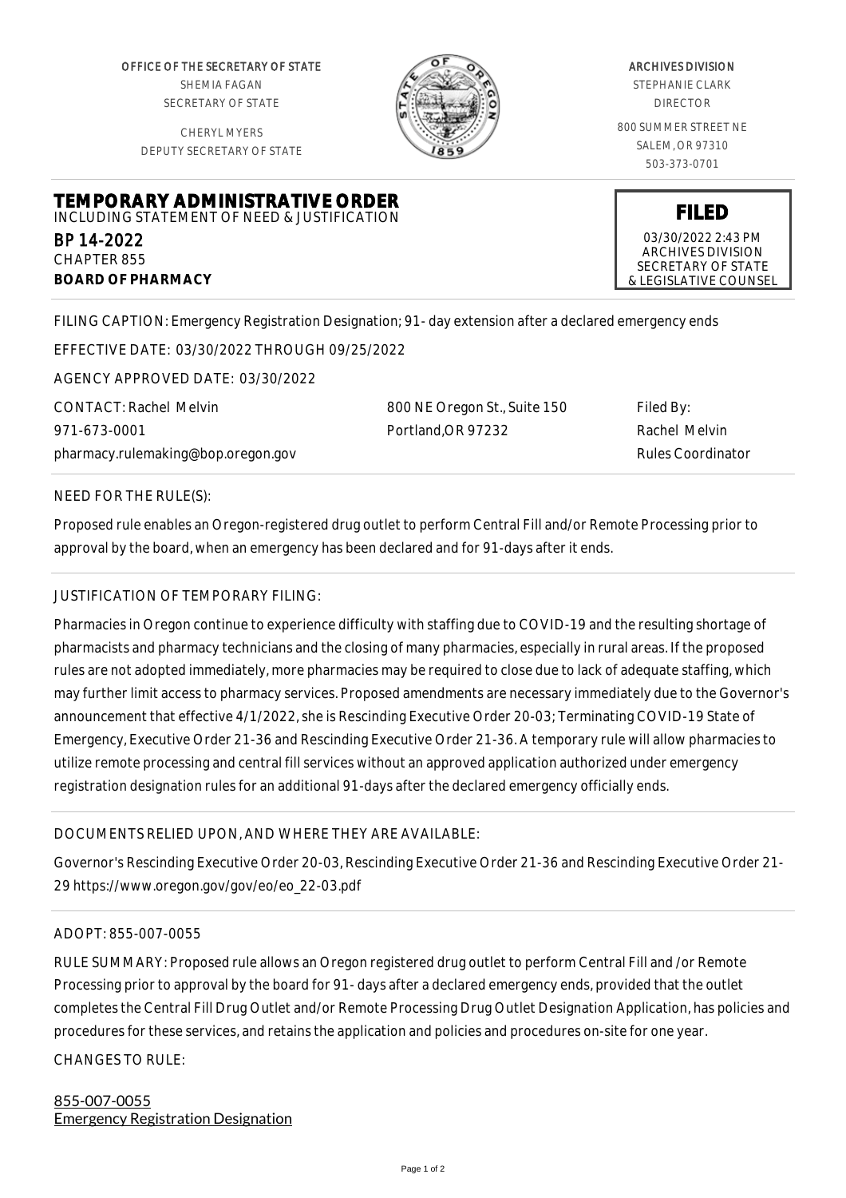OFFICE OF THE SECRETARY OF STATE
SHEMIA FAGAN
SECRETARY OF STATE

CHERYL MYERS
DEPUTY SECRETARY OF STATE

ARCHIVES DIVISION
STEPHANIE CLARK
DIRECTOR

800 SUMMER STREET NE
SALEM, OR 97310
503-373-0701

# TEMPORARY ADMINISTRATIVE ORDER

INCLUDING STATEMENT OF NEED & JUSTIFICATION

BP 14-2022
CHAPTER 855
**BOARD OF PHARMACY**

**FILED**
03/30/2022 2:43 PM
ARCHIVES DIVISION
SECRETARY OF STATE
& LEGISLATIVE COUNSEL

FILING CAPTION: Emergency Registration Designation; 91- day extension after a declared emergency ends

EFFECTIVE DATE: 03/30/2022 THROUGH 09/25/2022

AGENCY APPROVED DATE: 03/30/2022

CONTACT: Rachel Melvin
971-673-0001
pharmacy.rulemaking@bop.oregon.gov

800 NE Oregon St., Suite 150
Portland,OR 97232

Filed By:
Rachel Melvin
Rules Coordinator

NEED FOR THE RULE(S):

Proposed rule enables an Oregon-registered drug outlet to perform Central Fill and/or Remote Processing prior to approval by the board, when an emergency has been declared and for 91-days after it ends.

JUSTIFICATION OF TEMPORARY FILING:

Pharmacies in Oregon continue to experience difficulty with staffing due to COVID-19 and the resulting shortage of pharmacists and pharmacy technicians and the closing of many pharmacies, especially in rural areas. If the proposed rules are not adopted immediately, more pharmacies may be required to close due to lack of adequate staffing, which may further limit access to pharmacy services. Proposed amendments are necessary immediately due to the Governor's announcement that effective 4/1/2022, she is Rescinding Executive Order 20-03; Terminating COVID-19 State of Emergency, Executive Order 21-36 and Rescinding Executive Order 21-36. A temporary rule will allow pharmacies to utilize remote processing and central fill services without an approved application authorized under emergency registration designation rules for an additional 91-days after the declared emergency officially ends.

DOCUMENTS RELIED UPON, AND WHERE THEY ARE AVAILABLE:

Governor's Rescinding Executive Order 20-03, Rescinding Executive Order 21-36 and Rescinding Executive Order 21-29 https://www.oregon.gov/gov/eo/eo_22-03.pdf

ADOPT: 855-007-0055

RULE SUMMARY: Proposed rule allows an Oregon registered drug outlet to perform Central Fill and /or Remote Processing prior to approval by the board for 91- days after a declared emergency ends, provided that the outlet completes the Central Fill Drug Outlet and/or Remote Processing Drug Outlet Designation Application, has policies and procedures for these services, and retains the application and policies and procedures on-site for one year.

CHANGES TO RULE:

855-007-0055
Emergency Registration Designation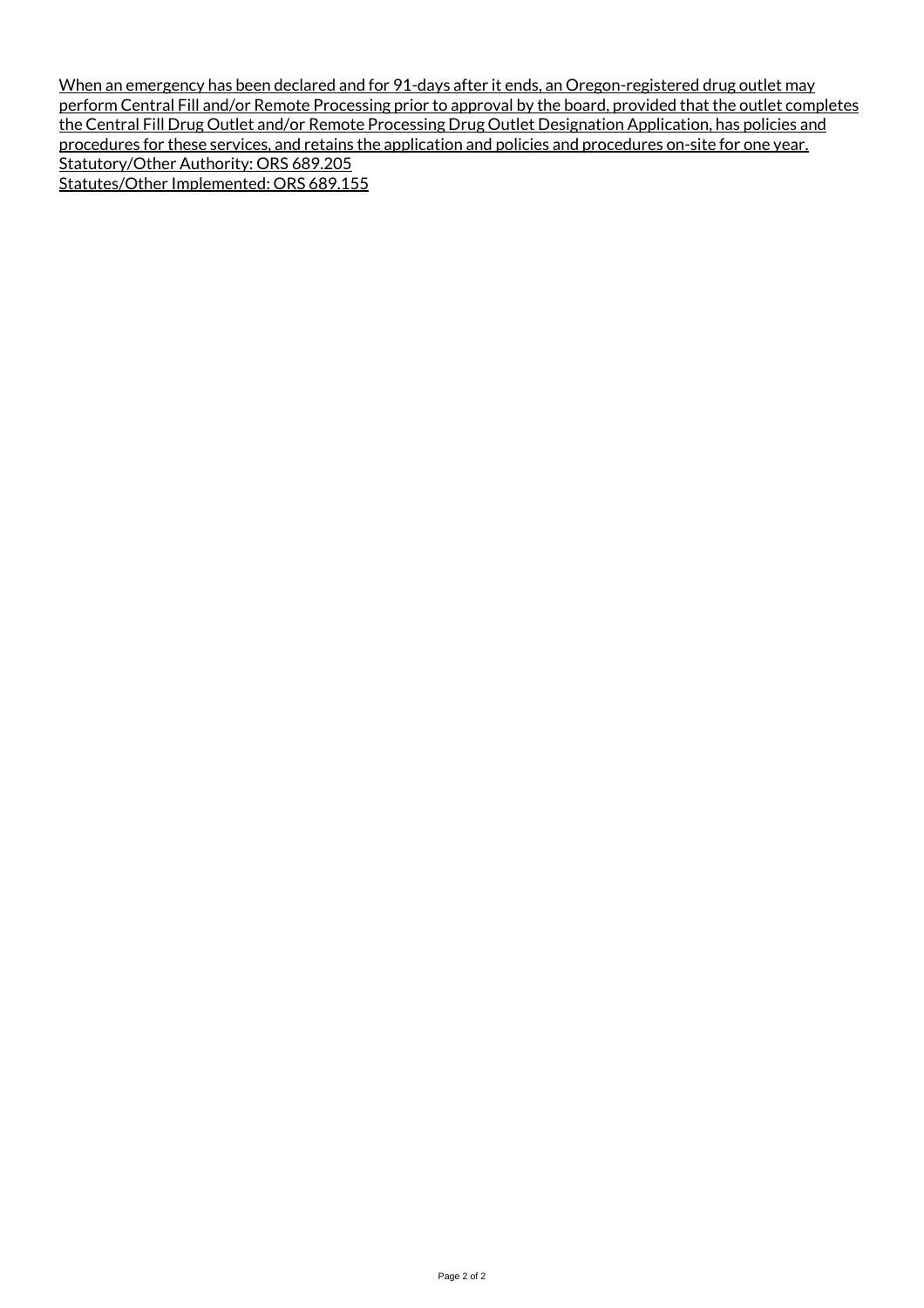When an emergency has been declared and for 91-days after it ends, an Oregon-registered drug outlet may perform Central Fill and/or Remote Processing prior to approval by the board, provided that the outlet completes the Central Fill Drug Outlet and/or Remote Processing Drug Outlet Designation Application, has policies and procedures for these services, and retains the application and policies and procedures on-site for one year.
Statutory/Other Authority: ORS 689.205
Statutes/Other Implemented: ORS 689.155